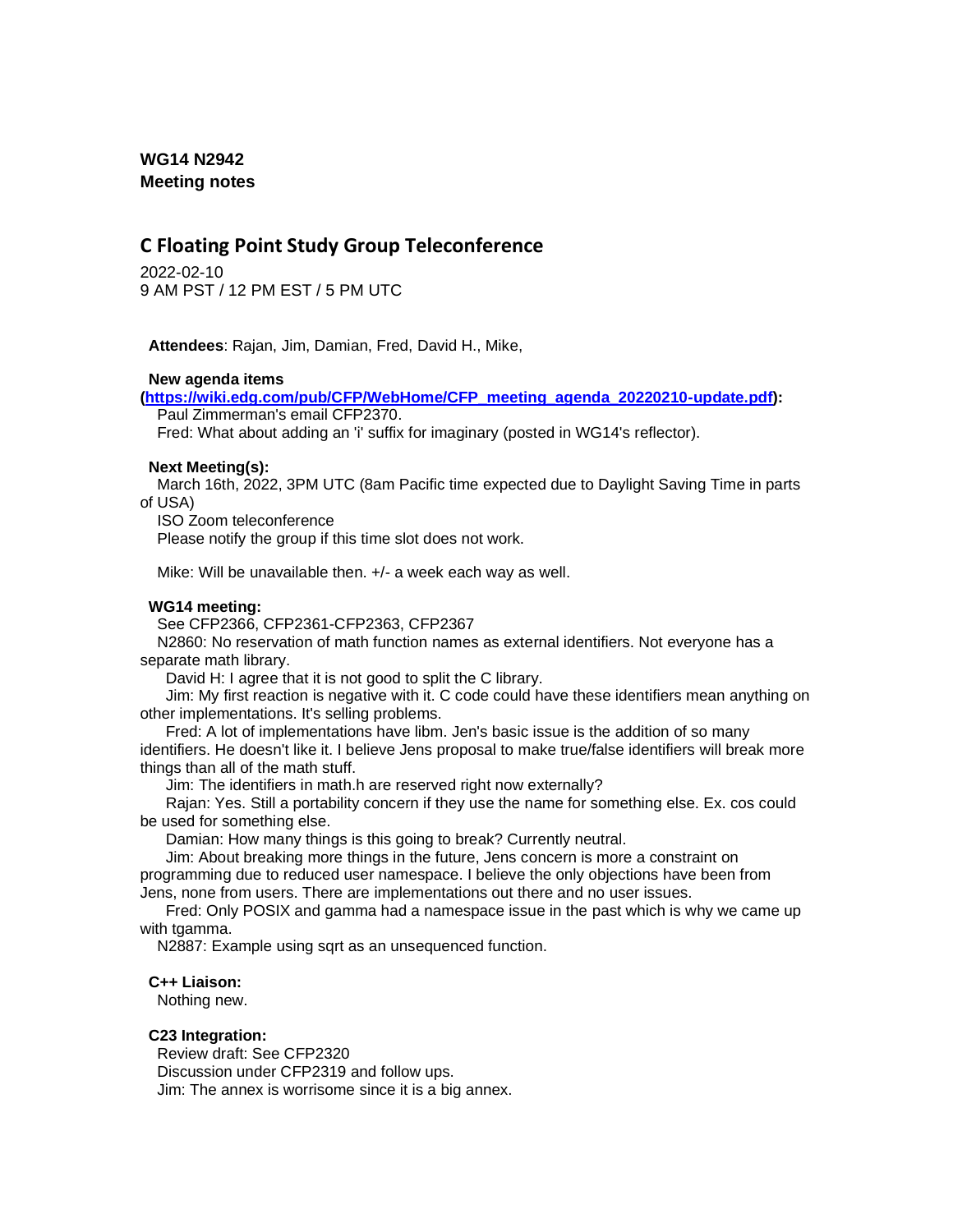**WG14 N2942**
**Meeting notes**

## C Floating Point Study Group Teleconference

2022-02-10
9 AM PST / 12 PM EST / 5 PM UTC

**Attendees**: Rajan, Jim, Damian, Fred, David H., Mike,

**New agenda items ([https://wiki.edg.com/pub/CFP/WebHome/CFP_meeting_agenda_20220210-update.pdf](https://wiki.edg.com/pub/CFP/WebHome/CFP_meeting_agenda_20220210-update.pdf)):**

Paul Zimmerman's email CFP2370.
Fred: What about adding an 'i' suffix for imaginary (posted in WG14's reflector).

**Next Meeting(s):**

March 16th, 2022, 3PM UTC (8am Pacific time expected due to Daylight Saving Time in parts of USA)
ISO Zoom teleconference
Please notify the group if this time slot does not work.

Mike: Will be unavailable then. +/- a week each way as well.

**WG14 meeting:**

See CFP2366, CFP2361-CFP2363, CFP2367
N2860: No reservation of math function names as external identifiers. Not everyone has a separate math library.
David H: I agree that it is not good to split the C library.
Jim: My first reaction is negative with it. C code could have these identifiers mean anything on other implementations. It's selling problems.
Fred: A lot of implementations have libm. Jen's basic issue is the addition of so many identifiers. He doesn't like it. I believe Jens proposal to make true/false identifiers will break more things than all of the math stuff.
Jim: The identifiers in math.h are reserved right now externally?
Rajan: Yes. Still a portability concern if they use the name for something else. Ex. cos could be used for something else.
Damian: How many things is this going to break? Currently neutral.
Jim: About breaking more things in the future, Jens concern is more a constraint on programming due to reduced user namespace. I believe the only objections have been from Jens, none from users. There are implementations out there and no user issues.
Fred: Only POSIX and gamma had a namespace issue in the past which is why we came up with tgamma.
N2887: Example using sqrt as an unsequenced function.

**C++ Liaison:**

Nothing new.

**C23 Integration:**

Review draft: See CFP2320
Discussion under CFP2319 and follow ups.
Jim: The annex is worrisome since it is a big annex.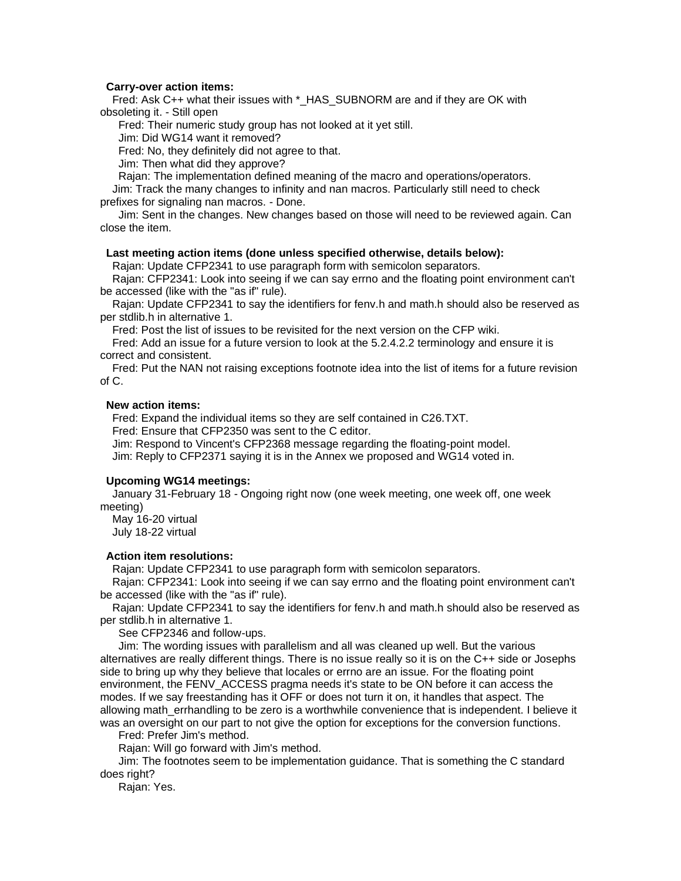**Carry-over action items:**

Fred: Ask C++ what their issues with *_HAS_SUBNORM are and if they are OK with obsoleting it. - Still open

Fred: Their numeric study group has not looked at it yet still.

Jim: Did WG14 want it removed?

Fred: No, they definitely did not agree to that.

Jim: Then what did they approve?

Rajan: The implementation defined meaning of the macro and operations/operators.

Jim: Track the many changes to infinity and nan macros. Particularly still need to check prefixes for signaling nan macros. - Done.

Jim: Sent in the changes. New changes based on those will need to be reviewed again. Can close the item.

**Last meeting action items (done unless specified otherwise, details below):**

Rajan: Update CFP2341 to use paragraph form with semicolon separators.

Rajan: CFP2341: Look into seeing if we can say errno and the floating point environment can't be accessed (like with the "as if" rule).

Rajan: Update CFP2341 to say the identifiers for fenv.h and math.h should also be reserved as per stdlib.h in alternative 1.

Fred: Post the list of issues to be revisited for the next version on the CFP wiki.

Fred: Add an issue for a future version to look at the 5.2.4.2.2 terminology and ensure it is correct and consistent.

Fred: Put the NAN not raising exceptions footnote idea into the list of items for a future revision of C.

**New action items:**

Fred: Expand the individual items so they are self contained in C26.TXT.

Fred: Ensure that CFP2350 was sent to the C editor.

Jim: Respond to Vincent's CFP2368 message regarding the floating-point model.

Jim: Reply to CFP2371 saying it is in the Annex we proposed and WG14 voted in.

**Upcoming WG14 meetings:**

January 31-February 18 - Ongoing right now (one week meeting, one week off, one week meeting)

May 16-20 virtual

July 18-22 virtual

**Action item resolutions:**

Rajan: Update CFP2341 to use paragraph form with semicolon separators.

Rajan: CFP2341: Look into seeing if we can say errno and the floating point environment can't be accessed (like with the "as if" rule).

Rajan: Update CFP2341 to say the identifiers for fenv.h and math.h should also be reserved as per stdlib.h in alternative 1.

See CFP2346 and follow-ups.

Jim: The wording issues with parallelism and all was cleaned up well. But the various alternatives are really different things. There is no issue really so it is on the C++ side or Josephs side to bring up why they believe that locales or errno are an issue. For the floating point environment, the FENV_ACCESS pragma needs it's state to be ON before it can access the modes. If we say freestanding has it OFF or does not turn it on, it handles that aspect. The allowing math_errhandling to be zero is a worthwhile convenience that is independent. I believe it was an oversight on our part to not give the option for exceptions for the conversion functions.

Fred: Prefer Jim's method.

Rajan: Will go forward with Jim's method.

Jim: The footnotes seem to be implementation guidance. That is something the C standard does right?

Rajan: Yes.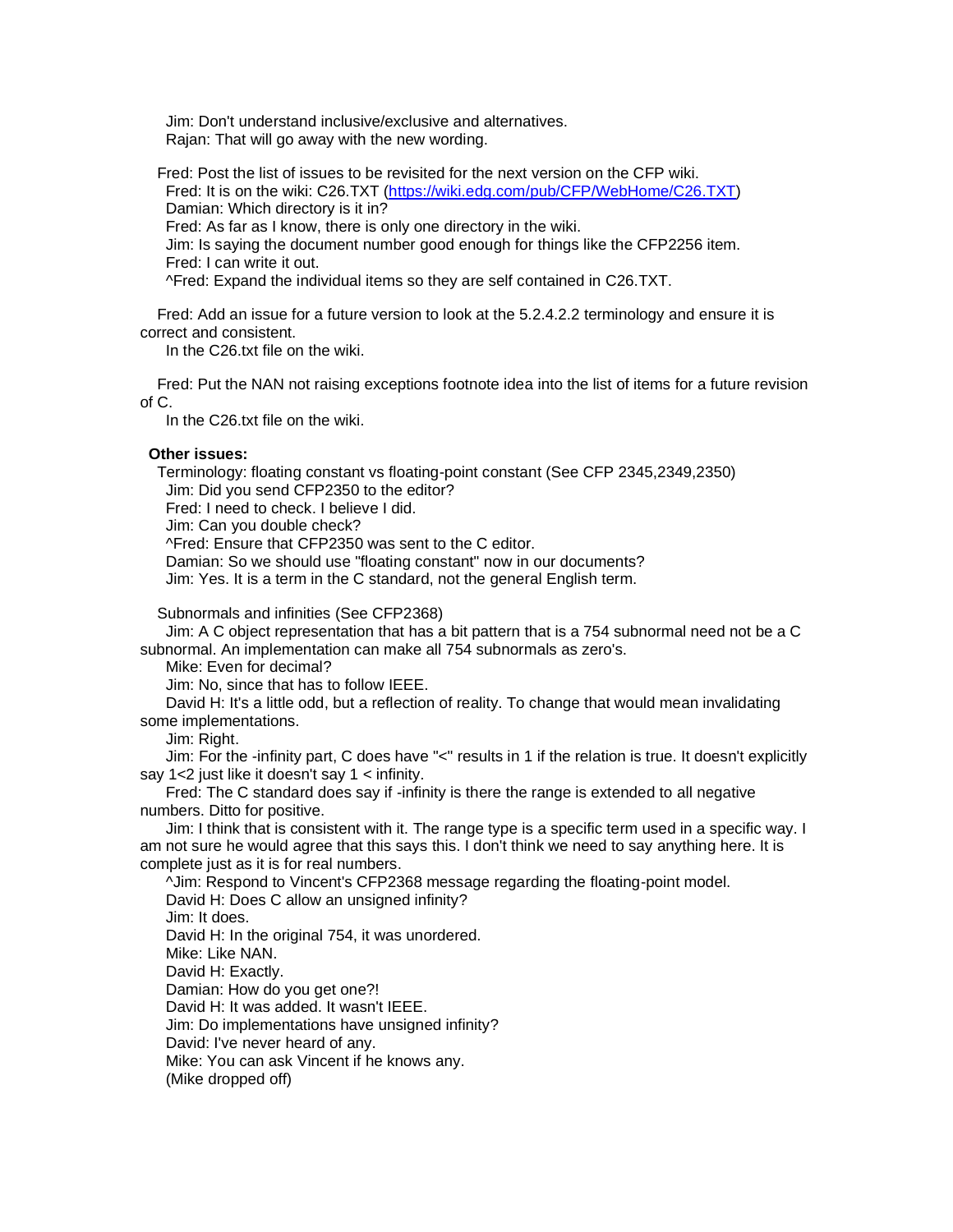Jim: Don't understand inclusive/exclusive and alternatives.
Rajan: That will go away with the new wording.

Fred: Post the list of issues to be revisited for the next version on the CFP wiki.
Fred: It is on the wiki: C26.TXT (https://wiki.edg.com/pub/CFP/WebHome/C26.TXT)
Damian: Which directory is it in?
Fred: As far as I know, there is only one directory in the wiki.
Jim: Is saying the document number good enough for things like the CFP2256 item.
Fred: I can write it out.
^Fred: Expand the individual items so they are self contained in C26.TXT.

Fred: Add an issue for a future version to look at the 5.2.4.2.2 terminology and ensure it is correct and consistent.
In the C26.txt file on the wiki.

Fred: Put the NAN not raising exceptions footnote idea into the list of items for a future revision of C.
In the C26.txt file on the wiki.

**Other issues:**

Terminology: floating constant vs floating-point constant (See CFP 2345,2349,2350)
Jim: Did you send CFP2350 to the editor?
Fred: I need to check. I believe I did.
Jim: Can you double check?
^Fred: Ensure that CFP2350 was sent to the C editor.
Damian: So we should use "floating constant" now in our documents?
Jim: Yes. It is a term in the C standard, not the general English term.

Subnormals and infinities (See CFP2368)
Jim: A C object representation that has a bit pattern that is a 754 subnormal need not be a C subnormal. An implementation can make all 754 subnormals as zero's.
Mike: Even for decimal?
Jim: No, since that has to follow IEEE.
David H: It's a little odd, but a reflection of reality. To change that would mean invalidating some implementations.
Jim: Right.
Jim: For the -infinity part, C does have "<" results in 1 if the relation is true. It doesn't explicitly say 1<2 just like it doesn't say 1 < infinity.
Fred: The C standard does say if -infinity is there the range is extended to all negative numbers. Ditto for positive.
Jim: I think that is consistent with it. The range type is a specific term used in a specific way. I am not sure he would agree that this says this. I don't think we need to say anything here. It is complete just as it is for real numbers.
^Jim: Respond to Vincent's CFP2368 message regarding the floating-point model.
David H: Does C allow an unsigned infinity?
Jim: It does.
David H: In the original 754, it was unordered.
Mike: Like NAN.
David H: Exactly.
Damian: How do you get one?!
David H: It was added. It wasn't IEEE.
Jim: Do implementations have unsigned infinity?
David: I've never heard of any.
Mike: You can ask Vincent if he knows any.
(Mike dropped off)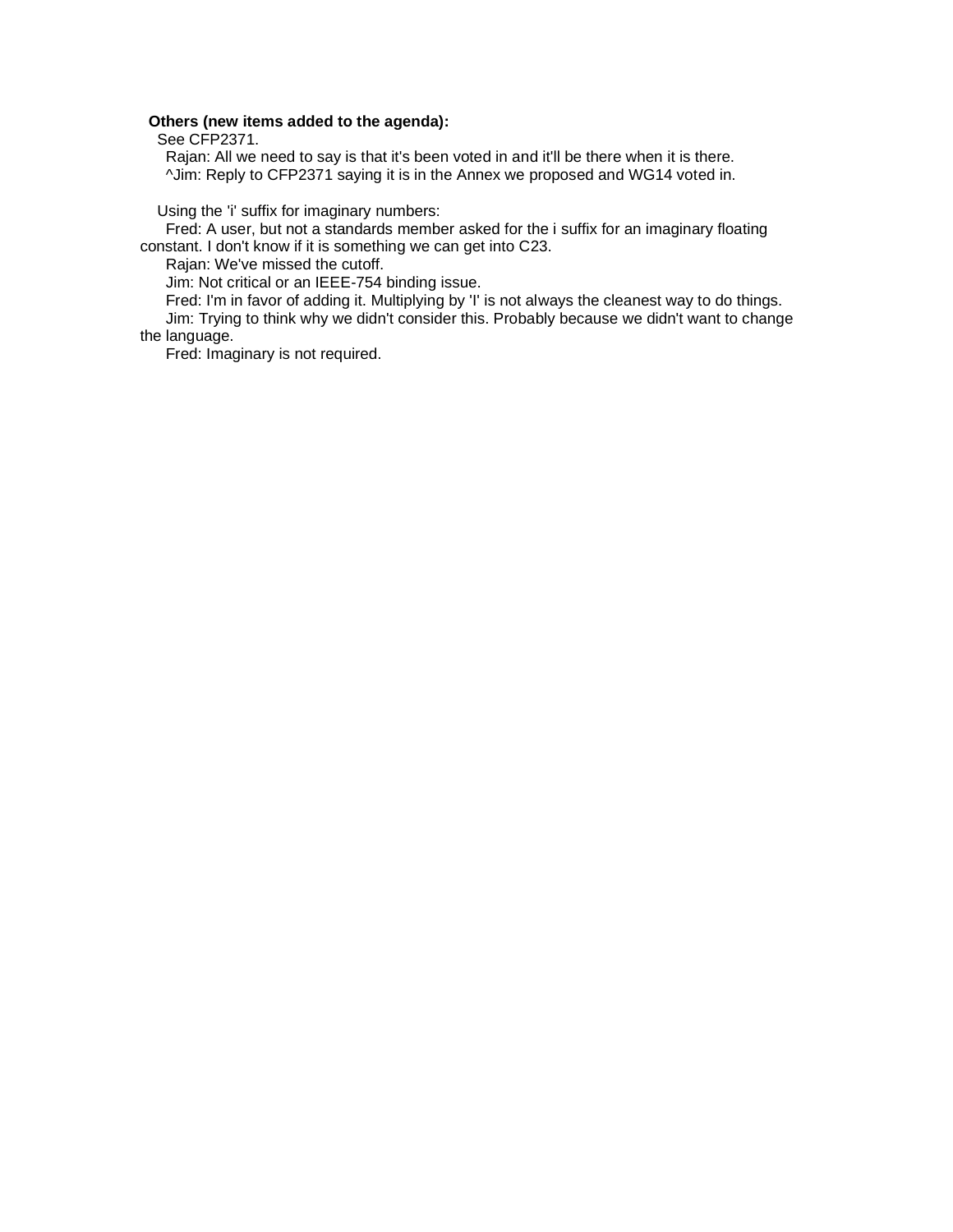**Others (new items added to the agenda):**

See CFP2371.

Rajan: All we need to say is that it's been voted in and it'll be there when it is there.

^Jim: Reply to CFP2371 saying it is in the Annex we proposed and WG14 voted in.

Using the 'i' suffix for imaginary numbers:

Fred: A user, but not a standards member asked for the i suffix for an imaginary floating constant. I don't know if it is something we can get into C23.

Rajan: We've missed the cutoff.

Jim: Not critical or an IEEE-754 binding issue.

Fred: I'm in favor of adding it. Multiplying by 'I' is not always the cleanest way to do things.

Jim: Trying to think why we didn't consider this. Probably because we didn't want to change the language.

Fred: Imaginary is not required.